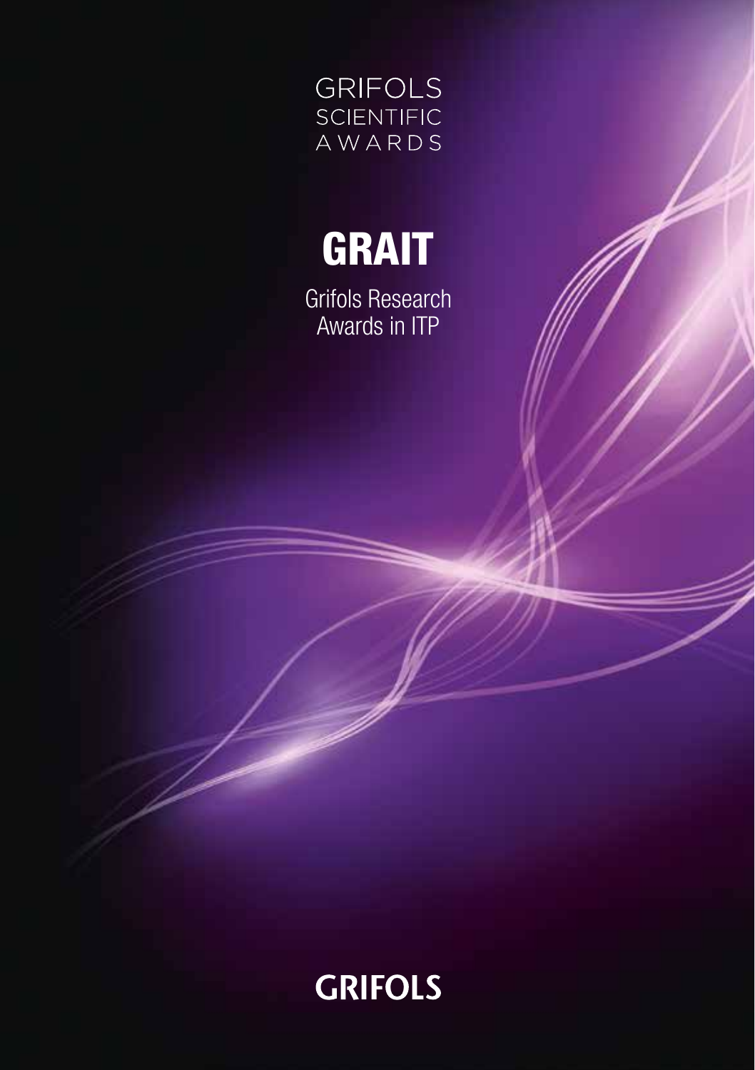GRIFOLS
SCIENTIFIC
AWARDS

# GRAIT

Grifols Research Awards in ITP

GRIFOLS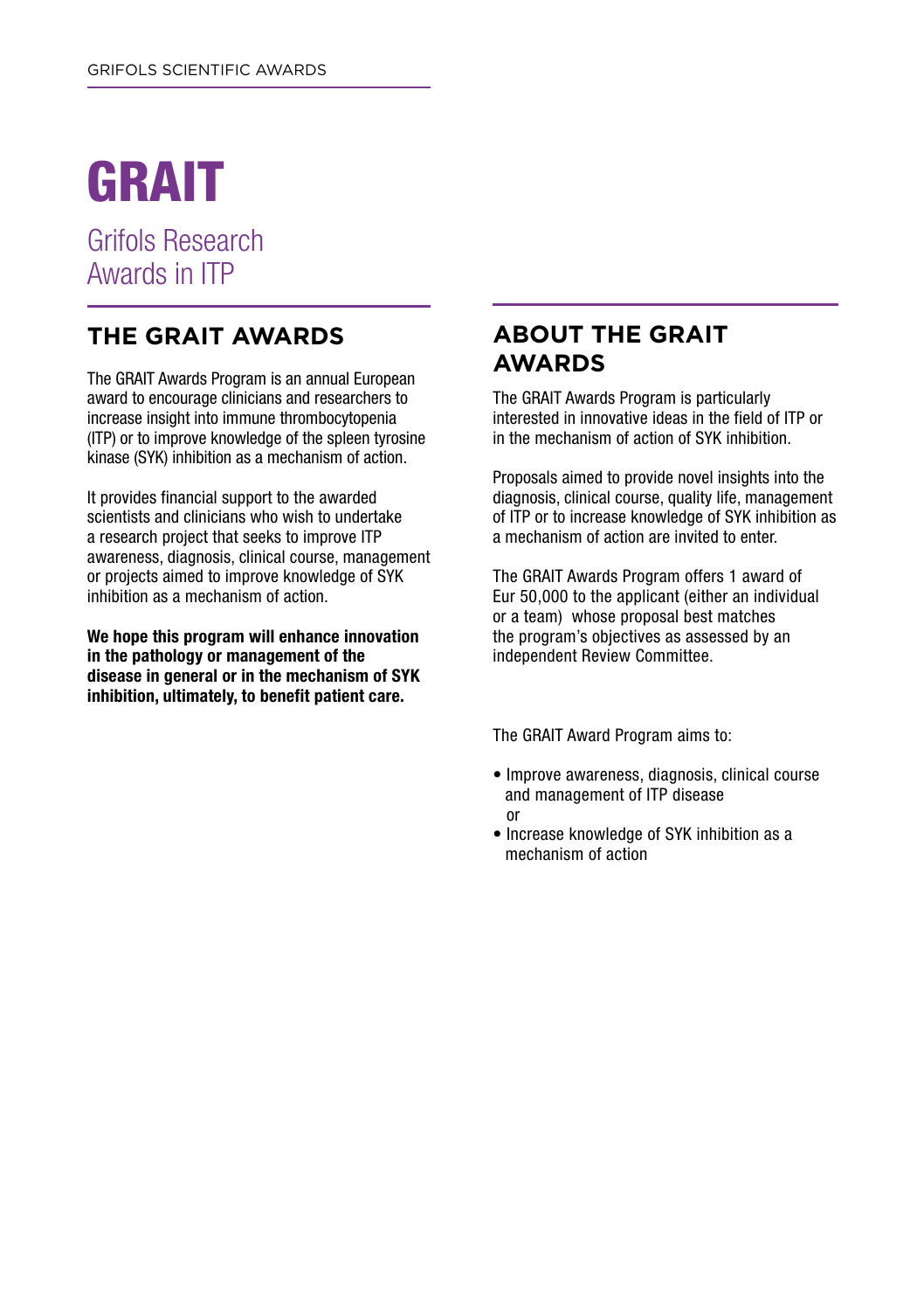# GRAIT

Grifols Research Awards in ITP

## THE GRAIT AWARDS

The GRAIT Awards Program is an annual European award to encourage clinicians and researchers to increase insight into immune thrombocytopenia (ITP) or to improve knowledge of the spleen tyrosine kinase (SYK) inhibition as a mechanism of action.

It provides financial support to the awarded scientists and clinicians who wish to undertake a research project that seeks to improve ITP awareness, diagnosis, clinical course, management or projects aimed to improve knowledge of SYK inhibition as a mechanism of action.

**We hope this program will enhance innovation in the pathology or management of the disease in general or in the mechanism of SYK inhibition, ultimately, to benefit patient care.**

## ABOUT THE GRAIT AWARDS

The GRAIT Awards Program is particularly interested in innovative ideas in the field of ITP or in the mechanism of action of SYK inhibition.

Proposals aimed to provide novel insights into the diagnosis, clinical course, quality life, management of ITP or to increase knowledge of SYK inhibition as a mechanism of action are invited to enter.

The GRAIT Awards Program offers 1 award of Eur 50,000 to the applicant (either an individual or a team) whose proposal best matches the program's objectives as assessed by an independent Review Committee.

The GRAIT Award Program aims to:

- Improve awareness, diagnosis, clinical course and management of ITP disease
  or
- Increase knowledge of SYK inhibition as a mechanism of action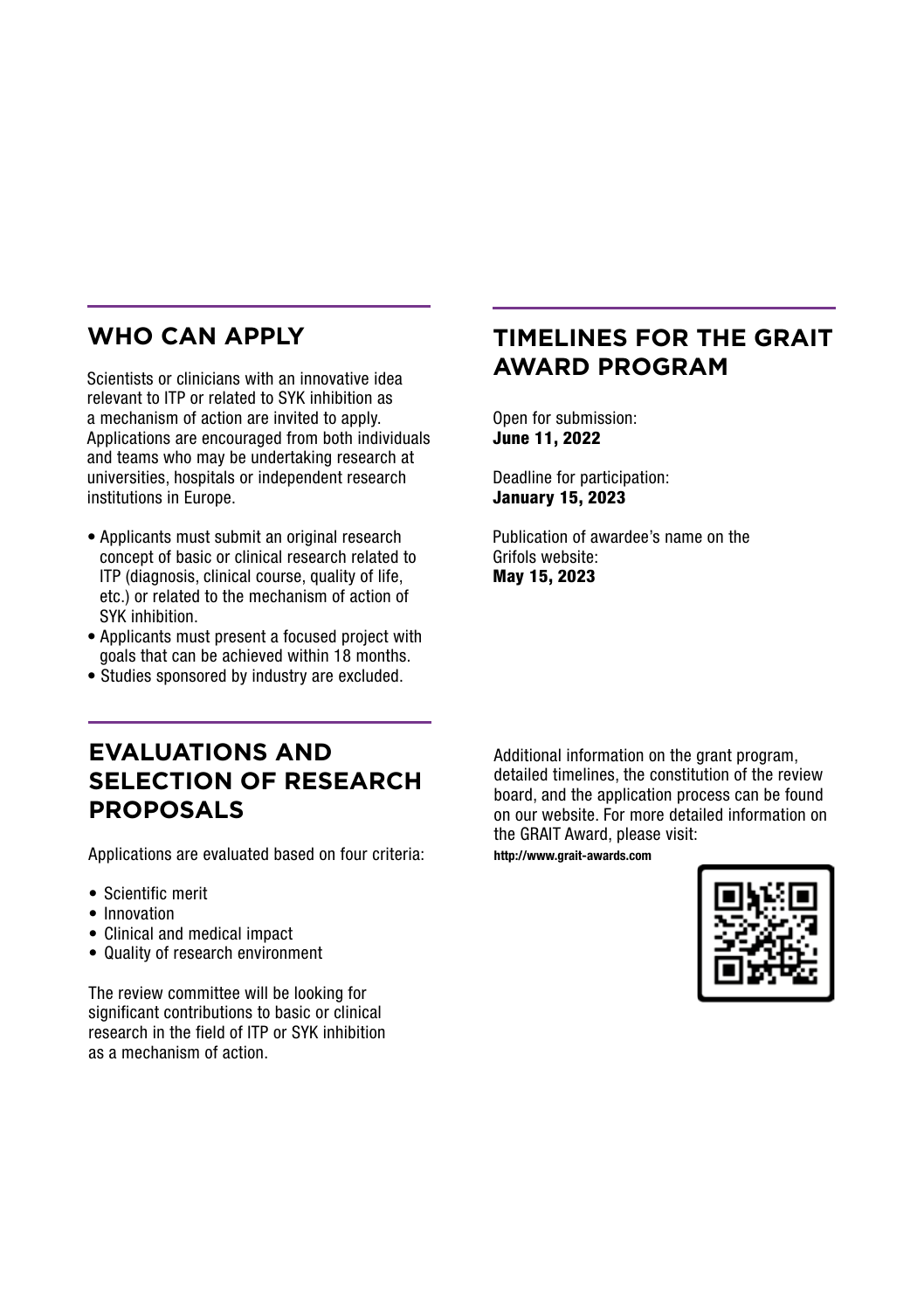## WHO CAN APPLY

Scientists or clinicians with an innovative idea relevant to ITP or related to SYK inhibition as a mechanism of action are invited to apply. Applications are encouraged from both individuals and teams who may be undertaking research at universities, hospitals or independent research institutions in Europe.

- Applicants must submit an original research concept of basic or clinical research related to ITP (diagnosis, clinical course, quality of life, etc.) or related to the mechanism of action of SYK inhibition.
- Applicants must present a focused project with goals that can be achieved within 18 months.
- Studies sponsored by industry are excluded.

## EVALUATIONS AND SELECTION OF RESEARCH PROPOSALS

Applications are evaluated based on four criteria:

- Scientific merit
- Innovation
- Clinical and medical impact
- Quality of research environment

The review committee will be looking for significant contributions to basic or clinical research in the field of ITP or SYK inhibition as a mechanism of action.

## TIMELINES FOR THE GRAIT AWARD PROGRAM

Open for submission:
**June 11, 2022**

Deadline for participation:
**January 15, 2023**

Publication of awardee's name on the Grifols website:
**May 15, 2023**

Additional information on the grant program, detailed timelines, the constitution of the review board, and the application process can be found on our website. For more detailed information on the GRAIT Award, please visit:
**http://www.grait-awards.com**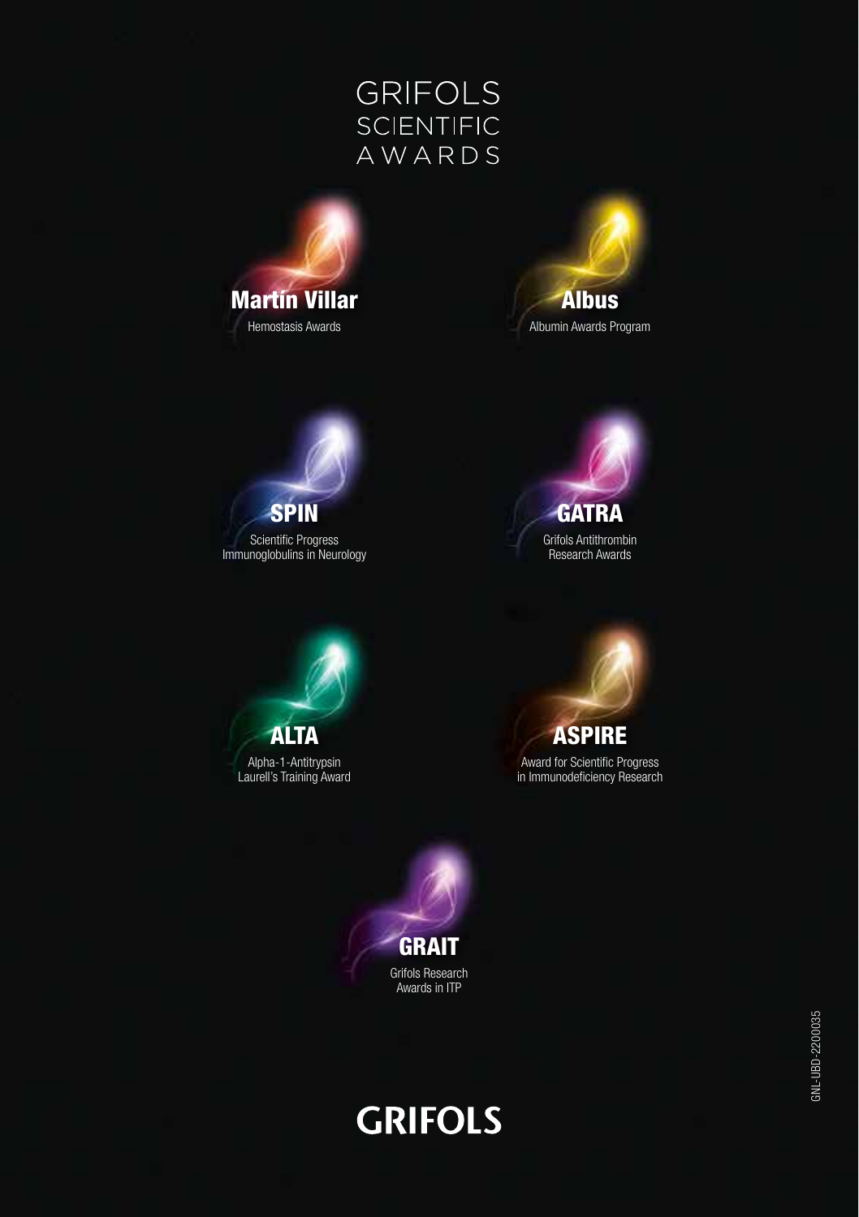# GRIFOLS SCIENTIFIC AWARDS

**Martín Villar**
Hemostasis Awards

**Albus**
Albumin Awards Program

**SPIN**
Scientific Progress
Immunoglobulins in Neurology

**GATRA**
Grifols Antithrombin
Research Awards

**ALTA**
Alpha-1-Antitrypsin
Laurell's Training Award

**ASPIRE**
Award for Scientific Progress
in Immunodeficiency Research

**GRAIT**
Grifols Research
Awards in ITP

GNL-UBD-2200035

**GRIFOLS**